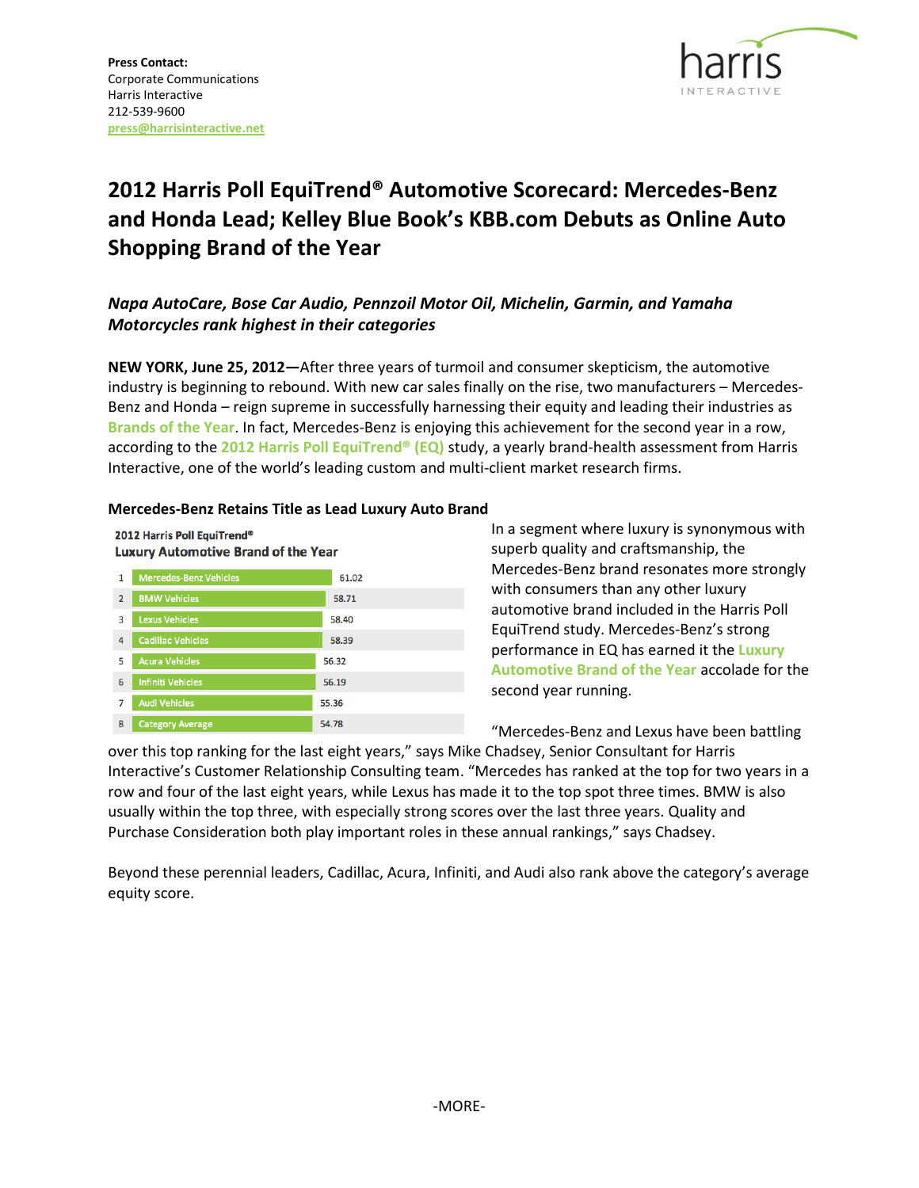**Press Contact:**
Corporate Communications
Harris Interactive
212-539-9600
press@harrisinteractive.net

# 2012 Harris Poll EquiTrend® Automotive Scorecard: Mercedes-Benz and Honda Lead; Kelley Blue Book's KBB.com Debuts as Online Auto Shopping Brand of the Year

## *Napa AutoCare, Bose Car Audio, Pennzoil Motor Oil, Michelin, Garmin, and Yamaha Motorcycles rank highest in their categories*

**NEW YORK, June 25, 2012—**After three years of turmoil and consumer skepticism, the automotive industry is beginning to rebound. With new car sales finally on the rise, two manufacturers – Mercedes-Benz and Honda – reign supreme in successfully harnessing their equity and leading their industries as Brands of the Year. In fact, Mercedes-Benz is enjoying this achievement for the second year in a row, according to the 2012 Harris Poll EquiTrend® (EQ) study, a yearly brand-health assessment from Harris Interactive, one of the world's leading custom and multi-client market research firms.

### Mercedes-Benz Retains Title as Lead Luxury Auto Brand

**2012 Harris Poll EquiTrend®**
**Luxury Automotive Brand of the Year**

| Rank | Brand | Score |
|---|---|---|
| 1 | Mercedes-Benz Vehicles | 61.02 |
| 2 | BMW Vehicles | 58.71 |
| 3 | Lexus Vehicles | 58.40 |
| 4 | Cadillac Vehicles | 58.39 |
| 5 | Acura Vehicles | 56.32 |
| 6 | Infiniti Vehicles | 56.19 |
| 7 | Audi Vehicles | 55.36 |
| 8 | Category Average | 54.78 |

In a segment where luxury is synonymous with superb quality and craftsmanship, the Mercedes-Benz brand resonates more strongly with consumers than any other luxury automotive brand included in the Harris Poll EquiTrend study. Mercedes-Benz's strong performance in EQ has earned it the Luxury Automotive Brand of the Year accolade for the second year running.

"Mercedes-Benz and Lexus have been battling over this top ranking for the last eight years," says Mike Chadsey, Senior Consultant for Harris Interactive's Customer Relationship Consulting team. "Mercedes has ranked at the top for two years in a row and four of the last eight years, while Lexus has made it to the top spot three times. BMW is also usually within the top three, with especially strong scores over the last three years. Quality and Purchase Consideration both play important roles in these annual rankings," says Chadsey.

Beyond these perennial leaders, Cadillac, Acura, Infiniti, and Audi also rank above the category's average equity score.

-MORE-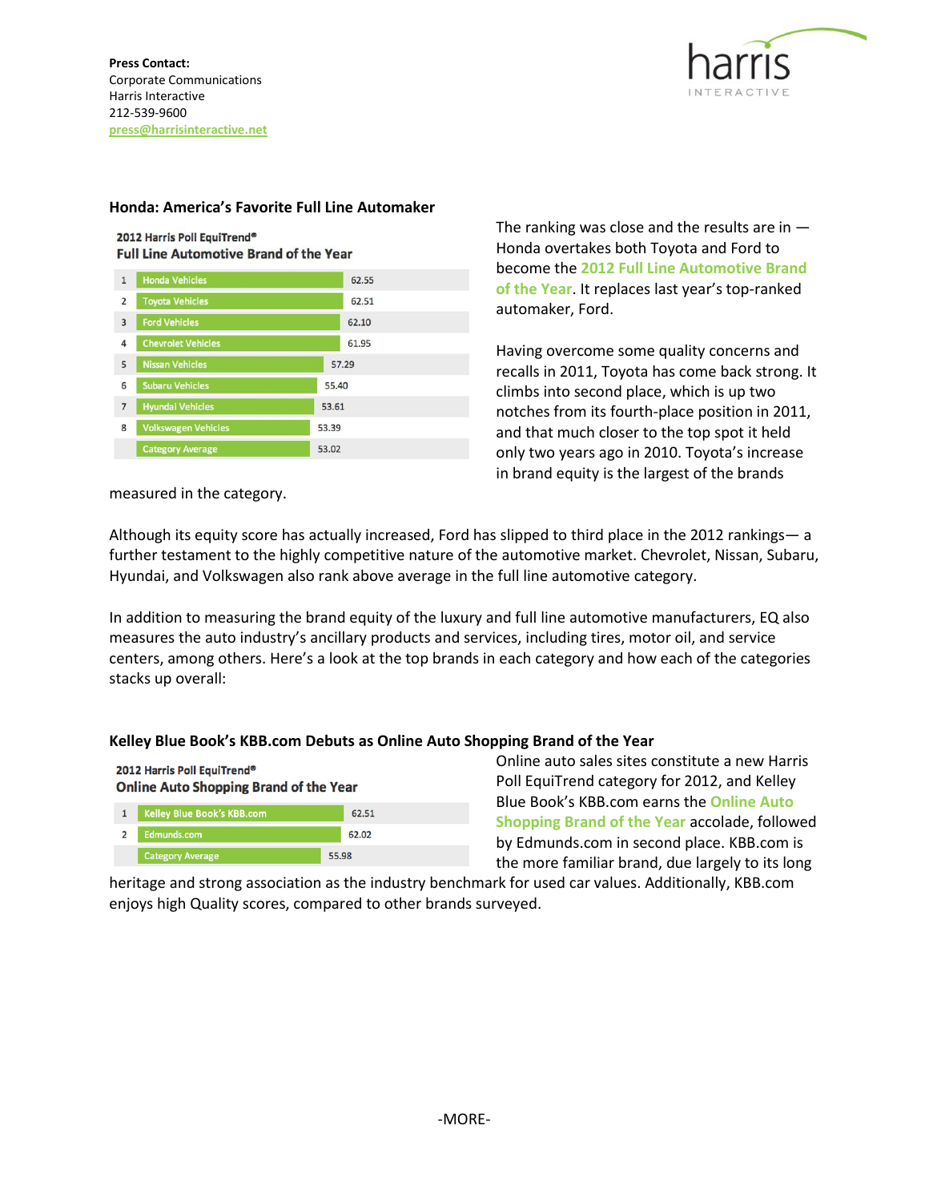**Press Contact:**
Corporate Communications
Harris Interactive
212-539-9600
press@harrisinteractive.net

### Honda: America's Favorite Full Line Automaker

**2012 Harris Poll EquiTrend®**
**Full Line Automotive Brand of the Year**

| Rank | Brand | Score |
|---|---|---|
| 1 | Honda Vehicles | 62.55 |
| 2 | Toyota Vehicles | 62.51 |
| 3 | Ford Vehicles | 62.10 |
| 4 | Chevrolet Vehicles | 61.95 |
| 5 | Nissan Vehicles | 57.29 |
| 6 | Subaru Vehicles | 55.40 |
| 7 | Hyundai Vehicles | 53.61 |
| 8 | Volkswagen Vehicles | 53.39 |
| | Category Average | 53.02 |

The ranking was close and the results are in — Honda overtakes both Toyota and Ford to become the 2012 Full Line Automotive Brand of the Year. It replaces last year's top-ranked automaker, Ford.

Having overcome some quality concerns and recalls in 2011, Toyota has come back strong. It climbs into second place, which is up two notches from its fourth-place position in 2011, and that much closer to the top spot it held only two years ago in 2010. Toyota's increase in brand equity is the largest of the brands measured in the category.

Although its equity score has actually increased, Ford has slipped to third place in the 2012 rankings— a further testament to the highly competitive nature of the automotive market. Chevrolet, Nissan, Subaru, Hyundai, and Volkswagen also rank above average in the full line automotive category.

In addition to measuring the brand equity of the luxury and full line automotive manufacturers, EQ also measures the auto industry's ancillary products and services, including tires, motor oil, and service centers, among others. Here's a look at the top brands in each category and how each of the categories stacks up overall:

### Kelley Blue Book's KBB.com Debuts as Online Auto Shopping Brand of the Year

**2012 Harris Poll EquiTrend®**
**Online Auto Shopping Brand of the Year**

| Rank | Brand | Score |
|---|---|---|
| 1 | Kelley Blue Book's KBB.com | 62.51 |
| 2 | Edmunds.com | 62.02 |
| | Category Average | 55.98 |

Online auto sales sites constitute a new Harris Poll EquiTrend category for 2012, and Kelley Blue Book's KBB.com earns the Online Auto Shopping Brand of the Year accolade, followed by Edmunds.com in second place. KBB.com is the more familiar brand, due largely to its long heritage and strong association as the industry benchmark for used car values. Additionally, KBB.com enjoys high Quality scores, compared to other brands surveyed.

-MORE-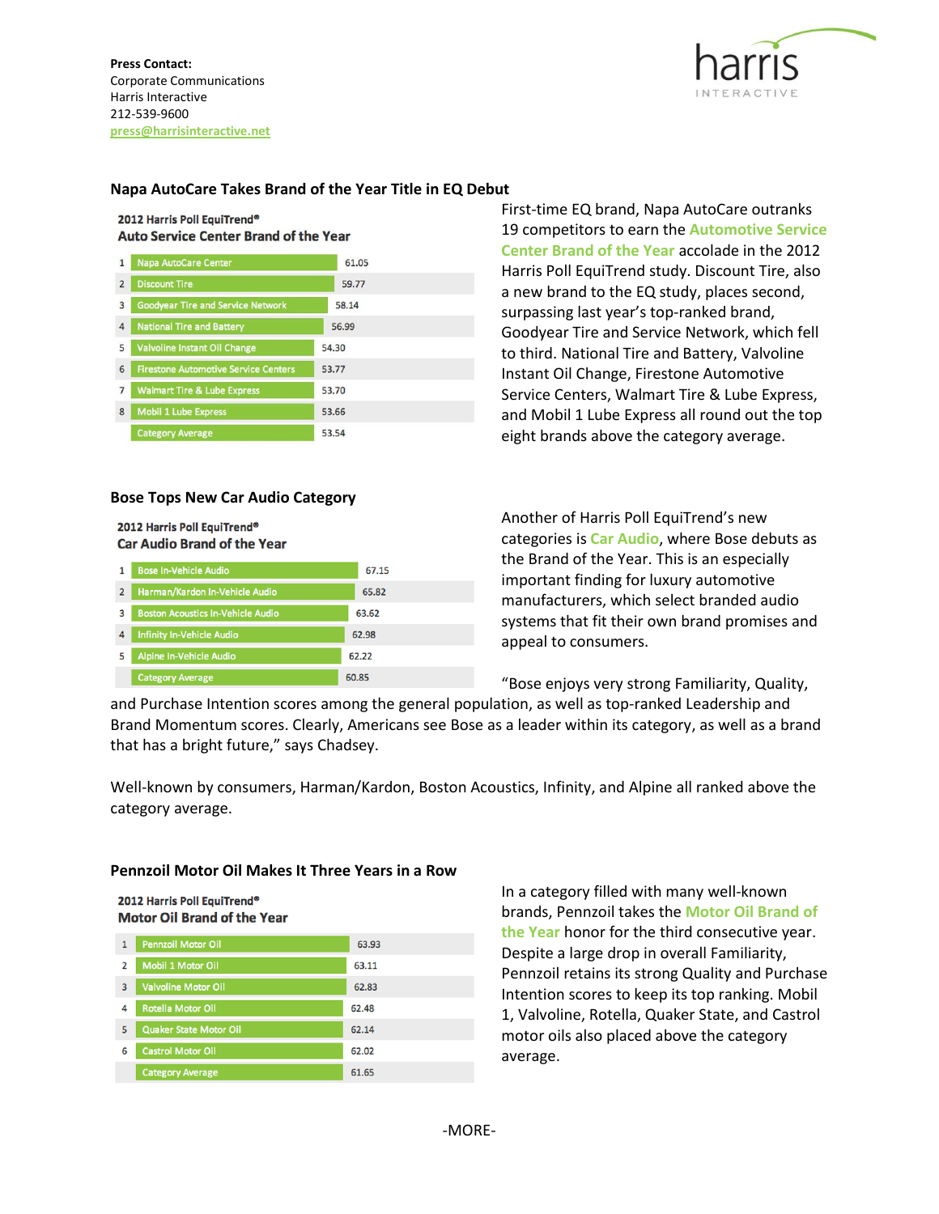**Press Contact:**
Corporate Communications
Harris Interactive
212-539-9600
press@harrisinteractive.net

### Napa AutoCare Takes Brand of the Year Title in EQ Debut

**2012 Harris Poll EquiTrend®**
**Auto Service Center Brand of the Year**

| Rank | Brand | Score |
|---|---|---|
| 1 | Napa AutoCare Center | 61.05 |
| 2 | Discount Tire | 59.77 |
| 3 | Goodyear Tire and Service Network | 58.14 |
| 4 | National Tire and Battery | 56.99 |
| 5 | Valvoline Instant Oil Change | 54.30 |
| 6 | Firestone Automotive Service Centers | 53.77 |
| 7 | Walmart Tire & Lube Express | 53.70 |
| 8 | Mobil 1 Lube Express | 53.66 |
| | Category Average | 53.54 |

First-time EQ brand, Napa AutoCare outranks 19 competitors to earn the Automotive Service Center Brand of the Year accolade in the 2012 Harris Poll EquiTrend study. Discount Tire, also a new brand to the EQ study, places second, surpassing last year's top-ranked brand, Goodyear Tire and Service Network, which fell to third. National Tire and Battery, Valvoline Instant Oil Change, Firestone Automotive Service Centers, Walmart Tire & Lube Express, and Mobil 1 Lube Express all round out the top eight brands above the category average.

### Bose Tops New Car Audio Category

**2012 Harris Poll EquiTrend®**
**Car Audio Brand of the Year**

| Rank | Brand | Score |
|---|---|---|
| 1 | Bose In-Vehicle Audio | 67.15 |
| 2 | Harman/Kardon In-Vehicle Audio | 65.82 |
| 3 | Boston Acoustics In-Vehicle Audio | 63.62 |
| 4 | Infinity In-Vehicle Audio | 62.98 |
| 5 | Alpine In-Vehicle Audio | 62.22 |
| | Category Average | 60.85 |

Another of Harris Poll EquiTrend's new categories is Car Audio, where Bose debuts as the Brand of the Year. This is an especially important finding for luxury automotive manufacturers, which select branded audio systems that fit their own brand promises and appeal to consumers.

"Bose enjoys very strong Familiarity, Quality, and Purchase Intention scores among the general population, as well as top-ranked Leadership and Brand Momentum scores. Clearly, Americans see Bose as a leader within its category, as well as a brand that has a bright future," says Chadsey.

Well-known by consumers, Harman/Kardon, Boston Acoustics, Infinity, and Alpine all ranked above the category average.

### Pennzoil Motor Oil Makes It Three Years in a Row

**2012 Harris Poll EquiTrend®**
**Motor Oil Brand of the Year**

| Rank | Brand | Score |
|---|---|---|
| 1 | Pennzoil Motor Oil | 63.93 |
| 2 | Mobil 1 Motor Oil | 63.11 |
| 3 | Valvoline Motor Oil | 62.83 |
| 4 | Rotella Motor Oil | 62.48 |
| 5 | Quaker State Motor Oil | 62.14 |
| 6 | Castrol Motor Oil | 62.02 |
| | Category Average | 61.65 |

In a category filled with many well-known brands, Pennzoil takes the Motor Oil Brand of the Year honor for the third consecutive year. Despite a large drop in overall Familiarity, Pennzoil retains its strong Quality and Purchase Intention scores to keep its top ranking. Mobil 1, Valvoline, Rotella, Quaker State, and Castrol motor oils also placed above the category average.

-MORE-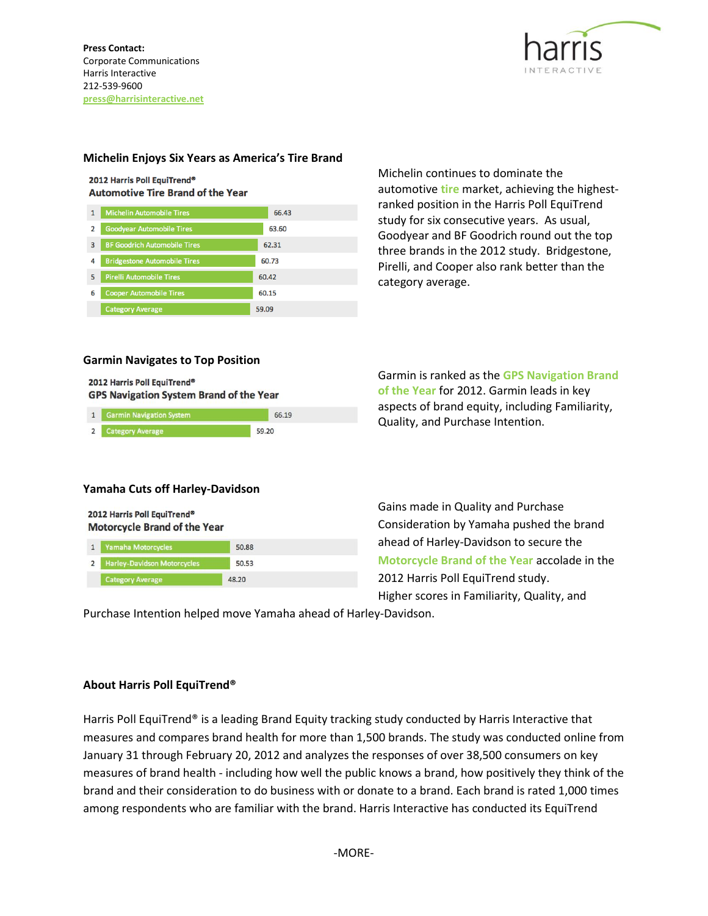**Press Contact:**
Corporate Communications
Harris Interactive
212-539-9600
press@harrisinteractive.net

### Michelin Enjoys Six Years as America's Tire Brand

**2012 Harris Poll EquiTrend®**
**Automotive Tire Brand of the Year**

| Rank | Brand | Score |
|---|---|---|
| 1 | Michelin Automobile Tires | 66.43 |
| 2 | Goodyear Automobile Tires | 63.60 |
| 3 | BF Goodrich Automobile Tires | 62.31 |
| 4 | Bridgestone Automobile Tires | 60.73 |
| 5 | Pirelli Automobile Tires | 60.42 |
| 6 | Cooper Automobile Tires | 60.15 |
| | Category Average | 59.09 |

Michelin continues to dominate the automotive tire market, achieving the highest-ranked position in the Harris Poll EquiTrend study for six consecutive years. As usual, Goodyear and BF Goodrich round out the top three brands in the 2012 study. Bridgestone, Pirelli, and Cooper also rank better than the category average.

### Garmin Navigates to Top Position

**2012 Harris Poll EquiTrend®**
**GPS Navigation System Brand of the Year**

| Rank | Brand | Score |
|---|---|---|
| 1 | Garmin Navigation System | 66.19 |
| 2 | Category Average | 59.20 |

Garmin is ranked as the GPS Navigation Brand of the Year for 2012. Garmin leads in key aspects of brand equity, including Familiarity, Quality, and Purchase Intention.

### Yamaha Cuts off Harley-Davidson

**2012 Harris Poll EquiTrend®**
**Motorcycle Brand of the Year**

| Rank | Brand | Score |
|---|---|---|
| 1 | Yamaha Motorcycles | 50.88 |
| 2 | Harley-Davidson Motorcycles | 50.53 |
| | Category Average | 48.20 |

Gains made in Quality and Purchase Consideration by Yamaha pushed the brand ahead of Harley-Davidson to secure the Motorcycle Brand of the Year accolade in the 2012 Harris Poll EquiTrend study. Higher scores in Familiarity, Quality, and Purchase Intention helped move Yamaha ahead of Harley-Davidson.

### About Harris Poll EquiTrend®

Harris Poll EquiTrend® is a leading Brand Equity tracking study conducted by Harris Interactive that measures and compares brand health for more than 1,500 brands. The study was conducted online from January 31 through February 20, 2012 and analyzes the responses of over 38,500 consumers on key measures of brand health - including how well the public knows a brand, how positively they think of the brand and their consideration to do business with or donate to a brand. Each brand is rated 1,000 times among respondents who are familiar with the brand. Harris Interactive has conducted its EquiTrend

-MORE-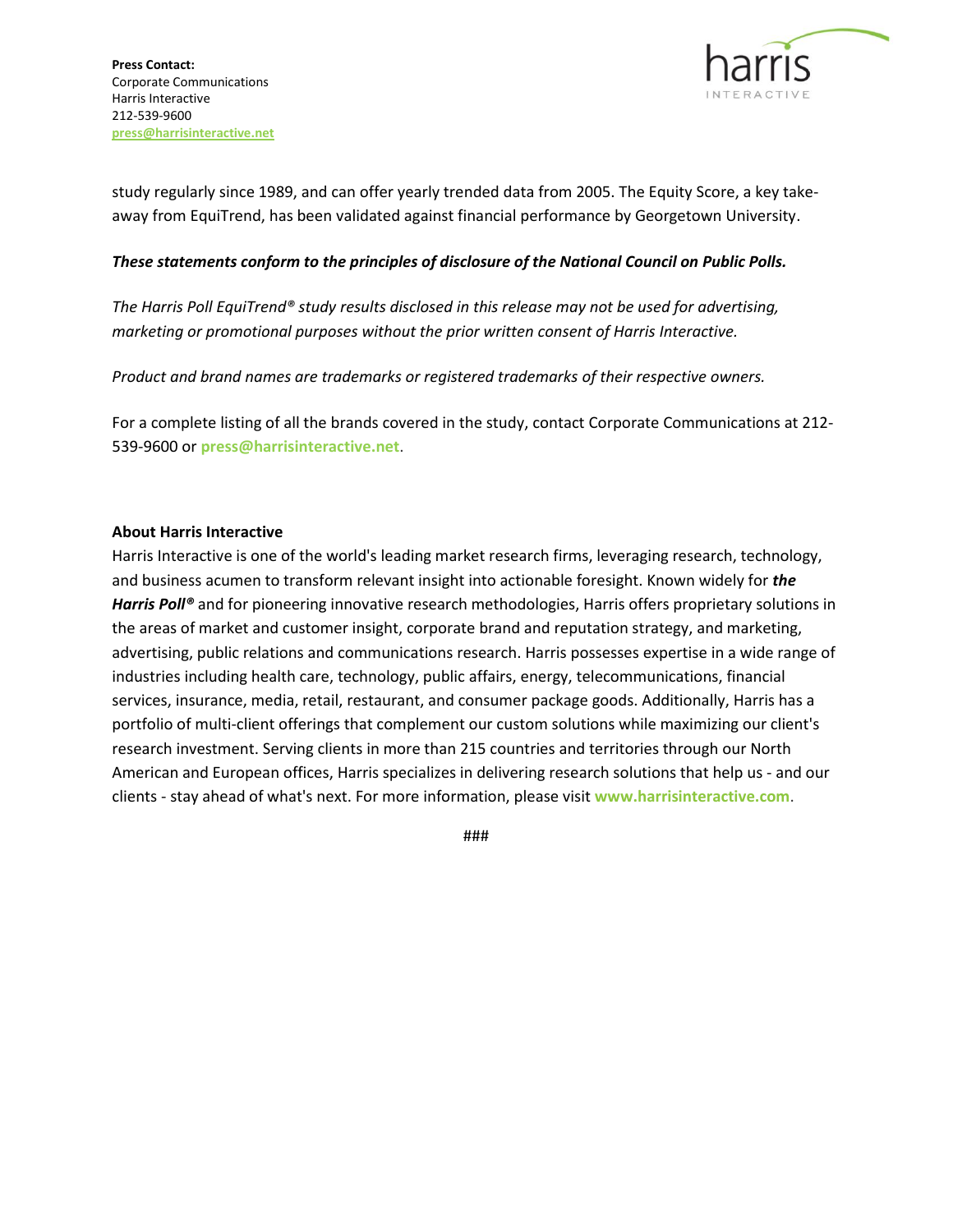**Press Contact:**
Corporate Communications
Harris Interactive
212-539-9600
press@harrisinteractive.net

study regularly since 1989, and can offer yearly trended data from 2005. The Equity Score, a key take-away from EquiTrend, has been validated against financial performance by Georgetown University.

***These statements conform to the principles of disclosure of the National Council on Public Polls.***

*The Harris Poll EquiTrend® study results disclosed in this release may not be used for advertising, marketing or promotional purposes without the prior written consent of Harris Interactive.*

*Product and brand names are trademarks or registered trademarks of their respective owners.*

For a complete listing of all the brands covered in the study, contact Corporate Communications at 212-539-9600 or **press@harrisinteractive.net**.

**About Harris Interactive**

Harris Interactive is one of the world's leading market research firms, leveraging research, technology, and business acumen to transform relevant insight into actionable foresight. Known widely for ***the Harris Poll®*** and for pioneering innovative research methodologies, Harris offers proprietary solutions in the areas of market and customer insight, corporate brand and reputation strategy, and marketing, advertising, public relations and communications research. Harris possesses expertise in a wide range of industries including health care, technology, public affairs, energy, telecommunications, financial services, insurance, media, retail, restaurant, and consumer package goods. Additionally, Harris has a portfolio of multi-client offerings that complement our custom solutions while maximizing our client's research investment. Serving clients in more than 215 countries and territories through our North American and European offices, Harris specializes in delivering research solutions that help us - and our clients - stay ahead of what's next. For more information, please visit **www.harrisinteractive.com**.

###